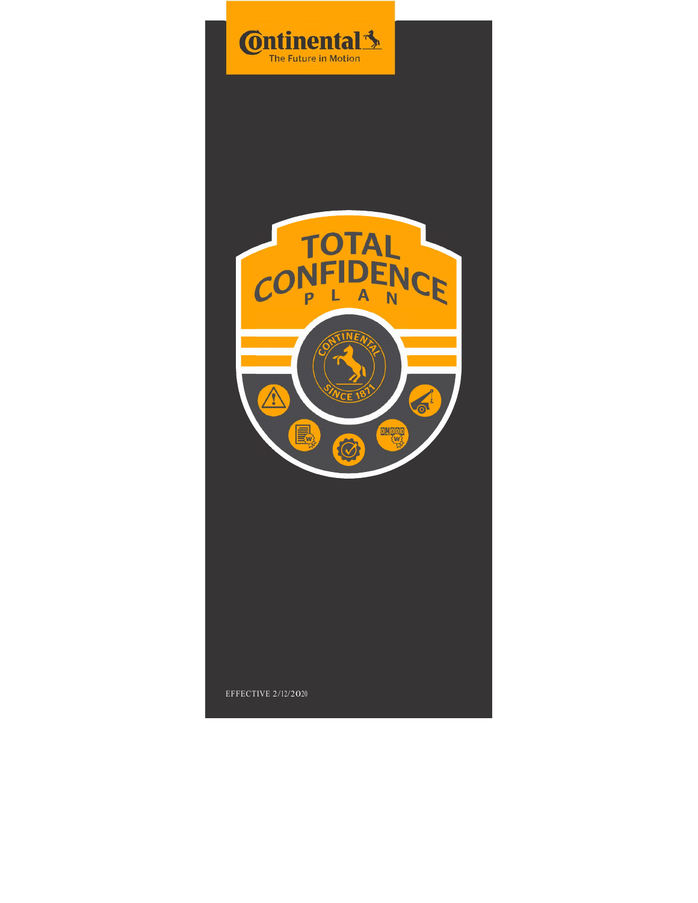Continental

The Future in Motion

# TOTAL CONFIDENCE PLAN

EFFECTIVE 2/12/2020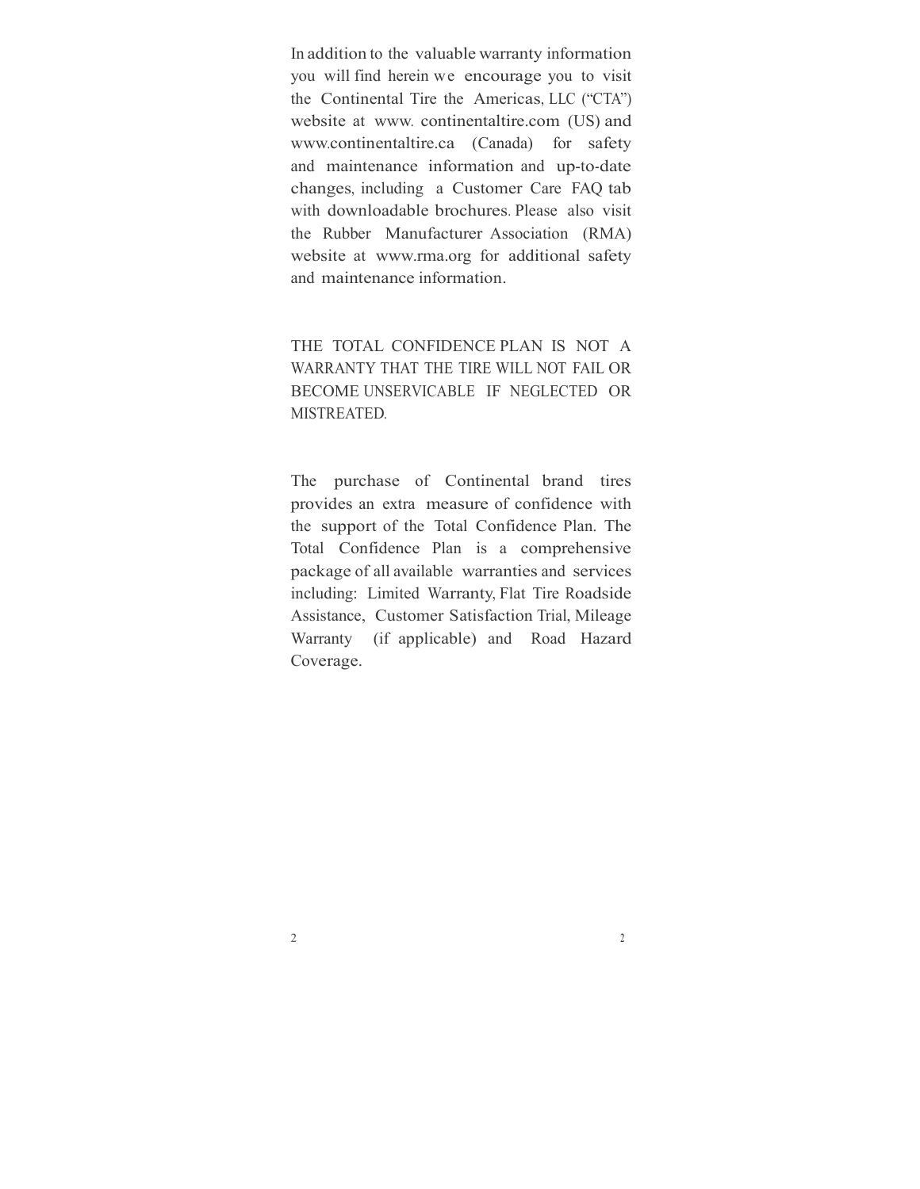In addition to the valuable warranty information you will find herein we encourage you to visit the Continental Tire the Americas, LLC ("CTA") website at www. continentaltire.com (US) and www.continentaltire.ca (Canada) for safety and maintenance information and up-to-date changes, including a Customer Care FAQ tab with downloadable brochures. Please also visit the Rubber Manufacturer Association (RMA) website at www.rma.org for additional safety and maintenance information.

THE TOTAL CONFIDENCE PLAN IS NOT A WARRANTY THAT THE TIRE WILL NOT FAIL OR BECOME UNSERVICABLE IF NEGLECTED OR MISTREATED.

The purchase of Continental brand tires provides an extra measure of confidence with the support of the Total Confidence Plan. The Total Confidence Plan is a comprehensive package of all available warranties and services including: Limited Warranty, Flat Tire Roadside Assistance, Customer Satisfaction Trial, Mileage Warranty (if applicable) and Road Hazard Coverage.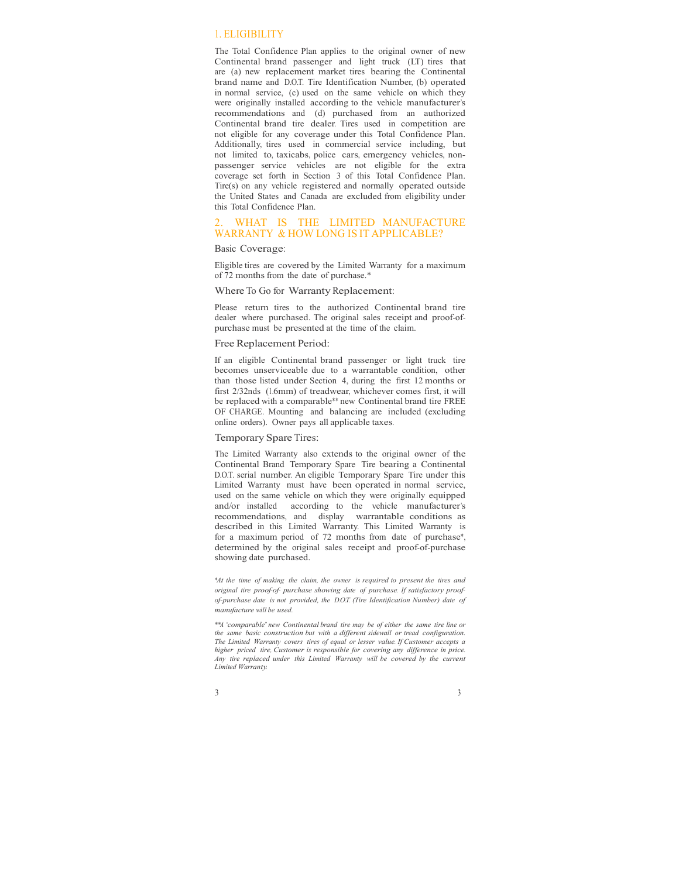## 1. ELIGIBILITY

The Total Confidence Plan applies to the original owner of new Continental brand passenger and light truck (LT) tires that are (a) new replacement market tires bearing the Continental brand name and D.O.T. Tire Identification Number, (b) operated in normal service, (c) used on the same vehicle on which they were originally installed according to the vehicle manufacturer's recommendations and (d) purchased from an authorized Continental brand tire dealer. Tires used in competition are not eligible for any coverage under this Total Confidence Plan. Additionally, tires used in commercial service including, but not limited to, taxicabs, police cars, emergency vehicles, non-passenger service vehicles are not eligible for the extra coverage set forth in Section 3 of this Total Confidence Plan. Tire(s) on any vehicle registered and normally operated outside the United States and Canada are excluded from eligibility under this Total Confidence Plan.

## 2. WHAT IS THE LIMITED MANUFACTURE WARRANTY & HOW LONG IS IT APPLICABLE?

### Basic Coverage:

Eligible tires are covered by the Limited Warranty for a maximum of 72 months from the date of purchase.*

### Where To Go for Warranty Replacement:

Please return tires to the authorized Continental brand tire dealer where purchased. The original sales receipt and proof-of-purchase must be presented at the time of the claim.

### Free Replacement Period:

If an eligible Continental brand passenger or light truck tire becomes unserviceable due to a warrantable condition, other than those listed under Section 4, during the first 12 months or first 2/32nds (1.6mm) of treadwear, whichever comes first, it will be replaced with a comparable** new Continental brand tire FREE OF CHARGE. Mounting and balancing are included (excluding online orders). Owner pays all applicable taxes.

### Temporary Spare Tires:

The Limited Warranty also extends to the original owner of the Continental Brand Temporary Spare Tire bearing a Continental D.O.T. serial number. An eligible Temporary Spare Tire under this Limited Warranty must have been operated in normal service, used on the same vehicle on which they were originally equipped and/or installed according to the vehicle manufacturer's recommendations, and display warrantable conditions as described in this Limited Warranty. This Limited Warranty is for a maximum period of 72 months from date of purchase*, determined by the original sales receipt and proof-of-purchase showing date purchased.

*\*At the time of making the claim, the owner is required to present the tires and original tire proof-of- purchase showing date of purchase. If satisfactory proof-of-purchase date is not provided, the D.O.T. (Tire Identification Number) date of manufacture will be used.*

*\*\*A "comparable" new Continental brand tire may be of either the same tire line or the same basic construction but with a different sidewall or tread configuration. The Limited Warranty covers tires of equal or lesser value. If Customer accepts a higher priced tire, Customer is responsible for covering any difference in price. Any tire replaced under this Limited Warranty will be covered by the current Limited Warranty.*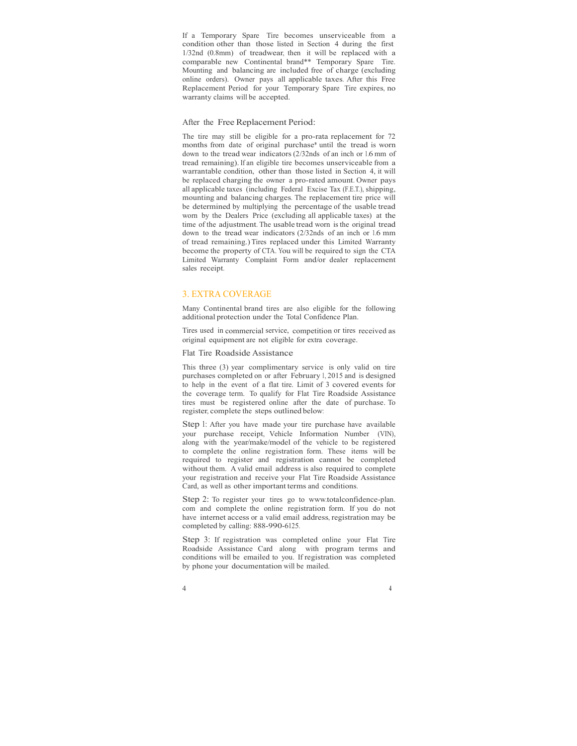If a Temporary Spare Tire becomes unserviceable from a condition other than those listed in Section 4 during the first 1/32nd (0.8mm) of treadwear, then it will be replaced with a comparable new Continental brand** Temporary Spare Tire. Mounting and balancing are included free of charge (excluding online orders). Owner pays all applicable taxes. After this Free Replacement Period for your Temporary Spare Tire expires, no warranty claims will be accepted.

### After the Free Replacement Period:

The tire may still be eligible for a pro-rata replacement for 72 months from date of original purchase* until the tread is worn down to the tread wear indicators (2/32nds of an inch or 1.6 mm of tread remaining). If an eligible tire becomes unserviceable from a warrantable condition, other than those listed in Section 4, it will be replaced charging the owner a pro-rated amount. Owner pays all applicable taxes (including Federal Excise Tax (F.E.T.), shipping, mounting and balancing charges. The replacement tire price will be determined by multiplying the percentage of the usable tread worn by the Dealers Price (excluding all applicable taxes) at the time of the adjustment. The usable tread worn is the original tread down to the tread wear indicators (2/32nds of an inch or 1.6 mm of tread remaining.) Tires replaced under this Limited Warranty become the property of CTA. You will be required to sign the CTA Limited Warranty Complaint Form and/or dealer replacement sales receipt.

## 3. EXTRA COVERAGE

Many Continental brand tires are also eligible for the following additional protection under the Total Confidence Plan.

Tires used in commercial service, competition or tires received as original equipment are not eligible for extra coverage.

### Flat Tire Roadside Assistance

This three (3) year complimentary service is only valid on tire purchases completed on or after February 1, 2015 and is designed to help in the event of a flat tire. Limit of 3 covered events for the coverage term. To qualify for Flat Tire Roadside Assistance tires must be registered online after the date of purchase. To register, complete the steps outlined below:

Step 1: After you have made your tire purchase have available your purchase receipt, Vehicle Information Number (VIN), along with the year/make/model of the vehicle to be registered to complete the online registration form. These items will be required to register and registration cannot be completed without them. A valid email address is also required to complete your registration and receive your Flat Tire Roadside Assistance Card, as well as other important terms and conditions.

Step 2: To register your tires go to www.totalconfidence-plan.com and complete the online registration form. If you do not have internet access or a valid email address, registration may be completed by calling: 888-990-6125.

Step 3: If registration was completed online your Flat Tire Roadside Assistance Card along with program terms and conditions will be emailed to you. If registration was completed by phone your documentation will be mailed.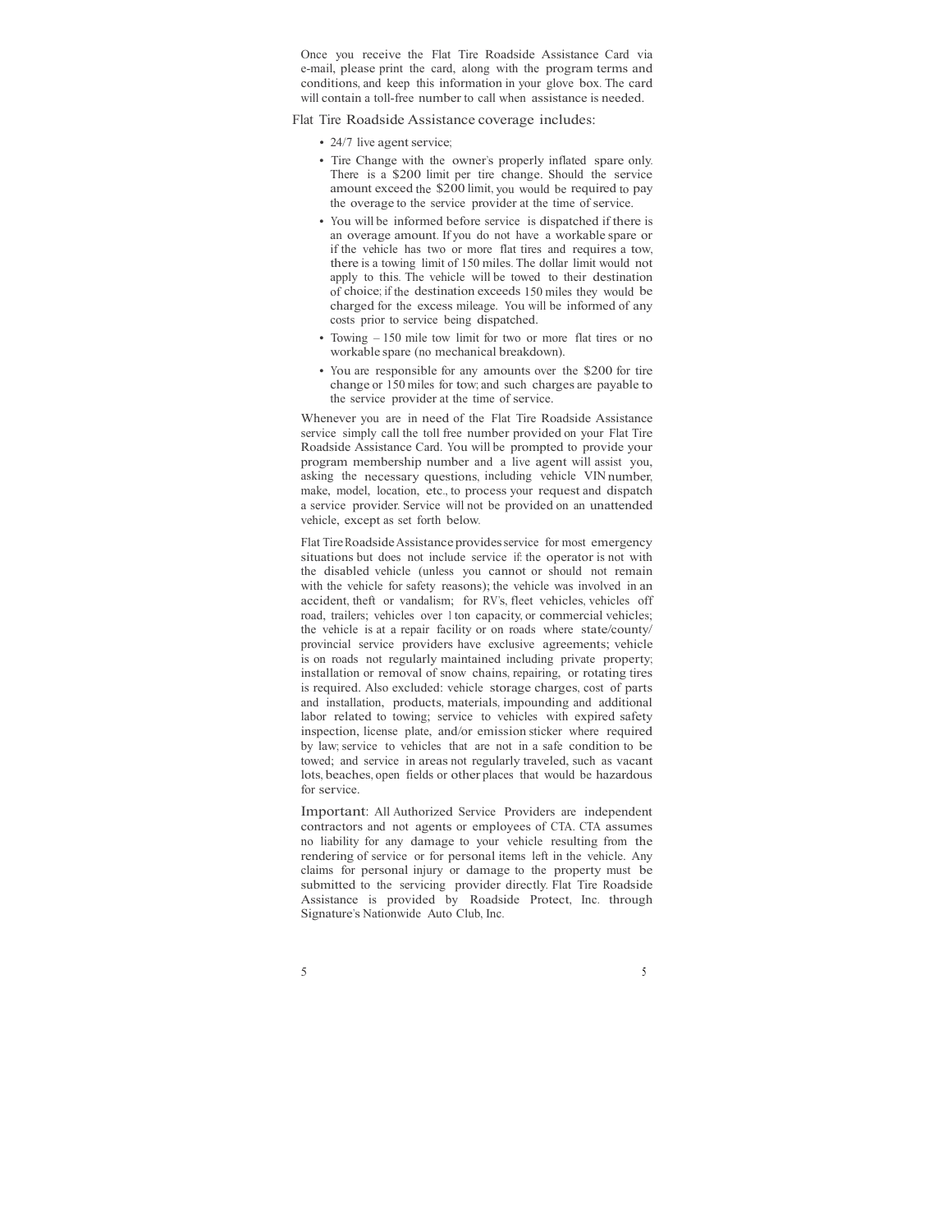Once you receive the Flat Tire Roadside Assistance Card via e-mail, please print the card, along with the program terms and conditions, and keep this information in your glove box. The card will contain a toll-free number to call when assistance is needed.

## Flat Tire Roadside Assistance coverage includes:

- 24/7 live agent service;
- Tire Change with the owner's properly inflated spare only. There is a $200 limit per tire change. Should the service amount exceed the $200 limit, you would be required to pay the overage to the service provider at the time of service.
- You will be informed before service is dispatched if there is an overage amount. If you do not have a workable spare or if the vehicle has two or more flat tires and requires a tow, there is a towing limit of 150 miles. The dollar limit would not apply to this. The vehicle will be towed to their destination of choice; if the destination exceeds 150 miles they would be charged for the excess mileage. You will be informed of any costs prior to service being dispatched.
- Towing – 150 mile tow limit for two or more flat tires or no workable spare (no mechanical breakdown).
- You are responsible for any amounts over the $200 for tire change or 150 miles for tow; and such charges are payable to the service provider at the time of service.

Whenever you are in need of the Flat Tire Roadside Assistance service simply call the toll free number provided on your Flat Tire Roadside Assistance Card. You will be prompted to provide your program membership number and a live agent will assist you, asking the necessary questions, including vehicle VIN number, make, model, location, etc., to process your request and dispatch a service provider. Service will not be provided on an unattended vehicle, except as set forth below.

Flat Tire Roadside Assistance provides service for most emergency situations but does not include service if: the operator is not with the disabled vehicle (unless you cannot or should not remain with the vehicle for safety reasons); the vehicle was involved in an accident, theft or vandalism; for RV's, fleet vehicles, vehicles off road, trailers; vehicles over 1 ton capacity, or commercial vehicles; the vehicle is at a repair facility or on roads where state/county/ provincial service providers have exclusive agreements; vehicle is on roads not regularly maintained including private property; installation or removal of snow chains, repairing, or rotating tires is required. Also excluded: vehicle storage charges, cost of parts and installation, products, materials, impounding and additional labor related to towing; service to vehicles with expired safety inspection, license plate, and/or emission sticker where required by law; service to vehicles that are not in a safe condition to be towed; and service in areas not regularly traveled, such as vacant lots, beaches, open fields or other places that would be hazardous for service.

Important: All Authorized Service Providers are independent contractors and not agents or employees of CTA. CTA assumes no liability for any damage to your vehicle resulting from the rendering of service or for personal items left in the vehicle. Any claims for personal injury or damage to the property must be submitted to the servicing provider directly. Flat Tire Roadside Assistance is provided by Roadside Protect, Inc. through Signature's Nationwide Auto Club, Inc.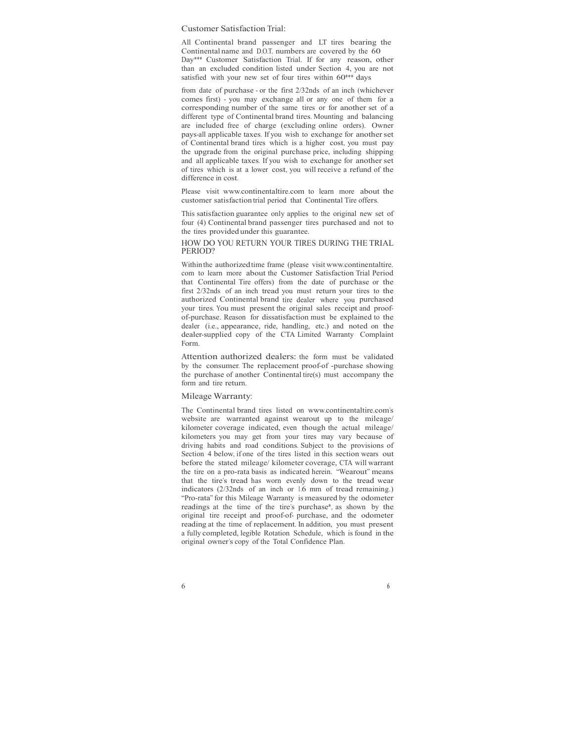## Customer Satisfaction Trial:

All Continental brand passenger and LT tires bearing the Continental name and D.O.T. numbers are covered by the 60 Day*** Customer Satisfaction Trial. If for any reason, other than an excluded condition listed under Section 4, you are not satisfied with your new set of four tires within 60*** days

from date of purchase - or the first 2/32nds of an inch (whichever comes first) - you may exchange all or any one of them for a corresponding number of the same tires or for another set of a different type of Continental brand tires. Mounting and balancing are included free of charge (excluding online orders). Owner pays-all applicable taxes. If you wish to exchange for another set of Continental brand tires which is a higher cost, you must pay the upgrade from the original purchase price, including shipping and all applicable taxes. If you wish to exchange for another set of tires which is at a lower cost, you will receive a refund of the difference in cost.

Please visit www.continentaltire.com to learn more about the customer satisfaction trial period that Continental Tire offers.

This satisfaction guarantee only applies to the original new set of four (4) Continental brand passenger tires purchased and not to the tires provided under this guarantee.

### HOW DO YOU RETURN YOUR TIRES DURING THE TRIAL PERIOD?

Within the authorized time frame (please visit www.continentaltire.com to learn more about the Customer Satisfaction Trial Period that Continental Tire offers) from the date of purchase or the first 2/32nds of an inch tread you must return your tires to the authorized Continental brand tire dealer where you purchased your tires. You must present the original sales receipt and proof-of-purchase. Reason for dissatisfaction must be explained to the dealer (i.e., appearance, ride, handling, etc.) and noted on the dealer-supplied copy of the CTA Limited Warranty Complaint Form.

Attention authorized dealers: the form must be validated by the consumer. The replacement proof-of -purchase showing the purchase of another Continental tire(s) must accompany the form and tire return.

## Mileage Warranty:

The Continental brand tires listed on www.continentaltire.com's website are warranted against wearout up to the mileage/ kilometer coverage indicated, even though the actual mileage/ kilometers you may get from your tires may vary because of driving habits and road conditions. Subject to the provisions of Section 4 below, if one of the tires listed in this section wears out before the stated mileage/ kilometer coverage, CTA will warrant the tire on a pro-rata basis as indicated herein. "Wearout" means that the tire's tread has worn evenly down to the tread wear indicators (2/32nds of an inch or 1.6 mm of tread remaining.) "Pro-rata" for this Mileage Warranty is measured by the odometer readings at the time of the tire's purchase*, as shown by the original tire receipt and proof-of- purchase, and the odometer reading at the time of replacement. In addition, you must present a fully completed, legible Rotation Schedule, which is found in the original owner's copy of the Total Confidence Plan.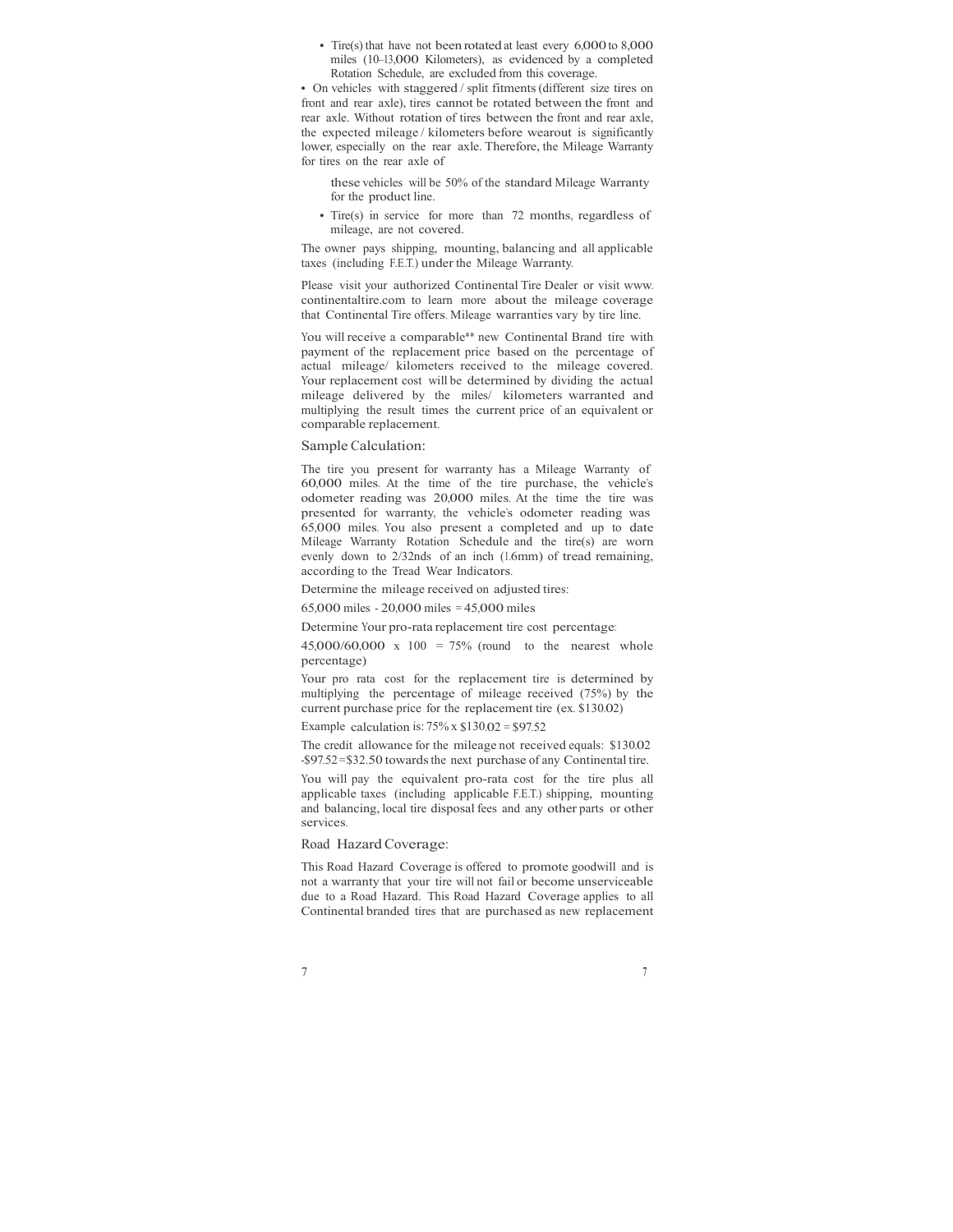- Tire(s) that have not been rotated at least every 6,000 to 8,000 miles (10–13,000 Kilometers), as evidenced by a completed Rotation Schedule, are excluded from this coverage.

- On vehicles with staggered / split fitments (different size tires on front and rear axle), tires cannot be rotated between the front and rear axle. Without rotation of tires between the front and rear axle, the expected mileage / kilometers before wearout is significantly lower, especially on the rear axle. Therefore, the Mileage Warranty for tires on the rear axle of these vehicles will be 50% of the standard Mileage Warranty for the product line.

- Tire(s) in service for more than 72 months, regardless of mileage, are not covered.

The owner pays shipping, mounting, balancing and all applicable taxes (including F.E.T.) under the Mileage Warranty.

Please visit your authorized Continental Tire Dealer or visit www.continentaltire.com to learn more about the mileage coverage that Continental Tire offers. Mileage warranties vary by tire line.

You will receive a comparable** new Continental Brand tire with payment of the replacement price based on the percentage of actual mileage/ kilometers received to the mileage covered. Your replacement cost will be determined by dividing the actual mileage delivered by the miles/ kilometers warranted and multiplying the result times the current price of an equivalent or comparable replacement.

## Sample Calculation:

The tire you present for warranty has a Mileage Warranty of 60,000 miles. At the time of the tire purchase, the vehicle's odometer reading was 20,000 miles. At the time the tire was presented for warranty, the vehicle's odometer reading was 65,000 miles. You also present a completed and up to date Mileage Warranty Rotation Schedule and the tire(s) are worn evenly down to 2/32nds of an inch (1.6mm) of tread remaining, according to the Tread Wear Indicators.

Determine the mileage received on adjusted tires:

65,000 miles - 20,000 miles = 45,000 miles

Determine Your pro-rata replacement tire cost percentage:

45,000/60,000 x 100 = 75% (round to the nearest whole percentage)

Your pro rata cost for the replacement tire is determined by multiplying the percentage of mileage received (75%) by the current purchase price for the replacement tire (ex. $130.02)

Example calculation is: 75% x $130.02 = $97.52

The credit allowance for the mileage not received equals: $130.02 -$97.52 = $32.50 towards the next purchase of any Continental tire.

You will pay the equivalent pro-rata cost for the tire plus all applicable taxes (including applicable F.E.T.) shipping, mounting and balancing, local tire disposal fees and any other parts or other services.

## Road Hazard Coverage:

This Road Hazard Coverage is offered to promote goodwill and is not a warranty that your tire will not fail or become unserviceable due to a Road Hazard. This Road Hazard Coverage applies to all Continental branded tires that are purchased as new replacement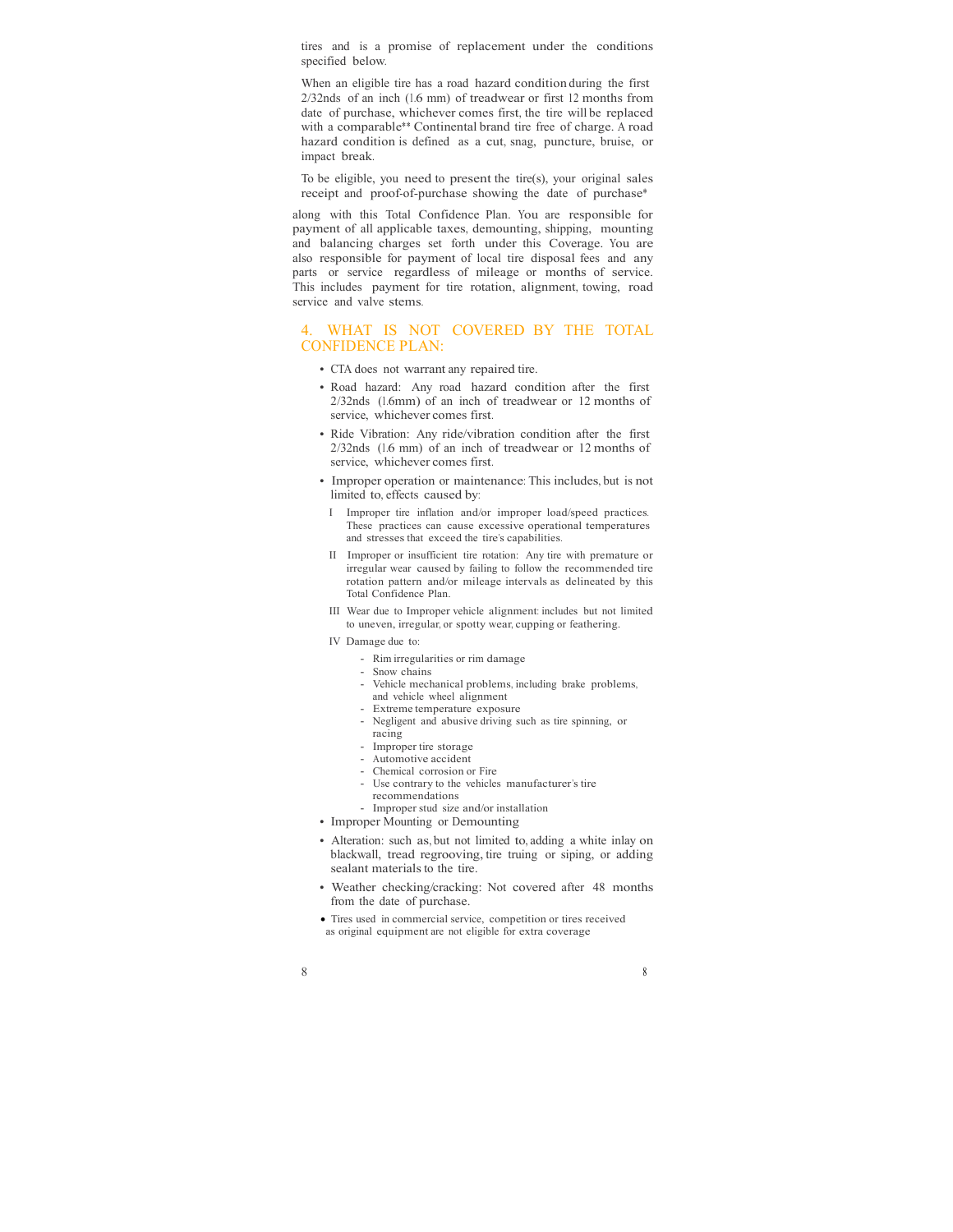tires and is a promise of replacement under the conditions specified below.

When an eligible tire has a road hazard condition during the first 2/32nds of an inch (1.6 mm) of treadwear or first 12 months from date of purchase, whichever comes first, the tire will be replaced with a comparable** Continental brand tire free of charge. A road hazard condition is defined as a cut, snag, puncture, bruise, or impact break.

To be eligible, you need to present the tire(s), your original sales receipt and proof-of-purchase showing the date of purchase* along with this Total Confidence Plan. You are responsible for payment of all applicable taxes, demounting, shipping, mounting and balancing charges set forth under this Coverage. You are also responsible for payment of local tire disposal fees and any parts or service regardless of mileage or months of service. This includes payment for tire rotation, alignment, towing, road service and valve stems.

## 4. WHAT IS NOT COVERED BY THE TOTAL CONFIDENCE PLAN:

- CTA does not warrant any repaired tire.
- Road hazard: Any road hazard condition after the first 2/32nds (1.6mm) of an inch of treadwear or 12 months of service, whichever comes first.
- Ride Vibration: Any ride/vibration condition after the first 2/32nds (1.6 mm) of an inch of treadwear or 12 months of service, whichever comes first.
- Improper operation or maintenance: This includes, but is not limited to, effects caused by:
  - I Improper tire inflation and/or improper load/speed practices. These practices can cause excessive operational temperatures and stresses that exceed the tire's capabilities.
  - II Improper or insufficient tire rotation: Any tire with premature or irregular wear caused by failing to follow the recommended tire rotation pattern and/or mileage intervals as delineated by this Total Confidence Plan.
  - III Wear due to Improper vehicle alignment: includes but not limited to uneven, irregular, or spotty wear, cupping or feathering.
  - IV Damage due to:
    - Rim irregularities or rim damage
    - Snow chains
    - Vehicle mechanical problems, including brake problems, and vehicle wheel alignment
    - Extreme temperature exposure
    - Negligent and abusive driving such as tire spinning, or racing
    - Improper tire storage
    - Automotive accident
    - Chemical corrosion or Fire
    - Use contrary to the vehicles manufacturer's tire recommendations
    - Improper stud size and/or installation
- Improper Mounting or Demounting
- Alteration: such as, but not limited to, adding a white inlay on blackwall, tread regrooving, tire truing or siping, or adding sealant materials to the tire.
- Weather checking/cracking: Not covered after 48 months from the date of purchase.
- Tires used in commercial service, competition or tires received as original equipment are not eligible for extra coverage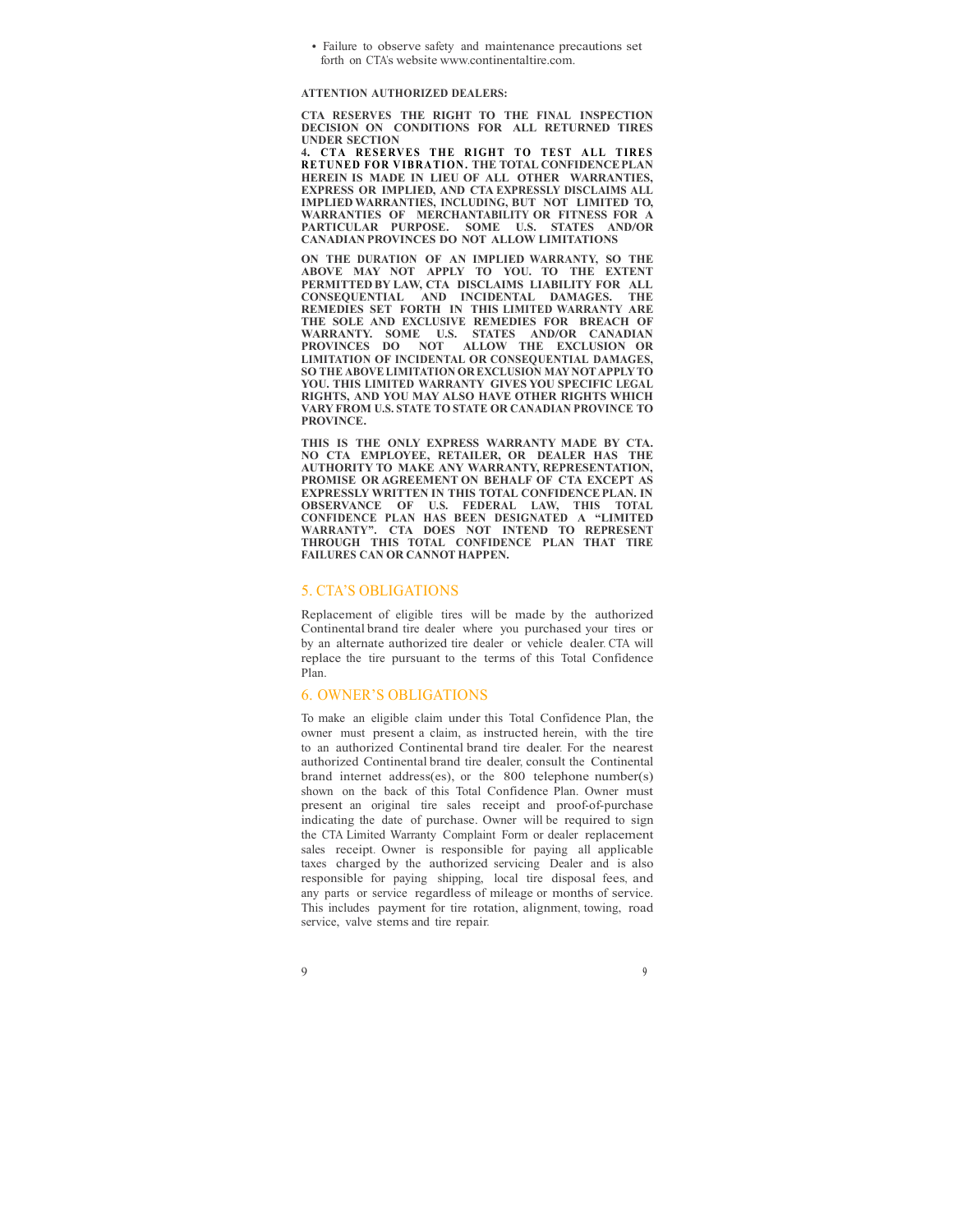- Failure to observe safety and maintenance precautions set forth on CTA's website www.continentaltire.com.

**ATTENTION AUTHORIZED DEALERS:**

**CTA RESERVES THE RIGHT TO THE FINAL INSPECTION DECISION ON CONDITIONS FOR ALL RETURNED TIRES UNDER SECTION 4. CTA RESERVES THE RIGHT TO TEST ALL TIRES RETUNED FOR VIBRATION. THE TOTAL CONFIDENCE PLAN HEREIN IS MADE IN LIEU OF ALL OTHER WARRANTIES, EXPRESS OR IMPLIED, AND CTA EXPRESSLY DISCLAIMS ALL IMPLIED WARRANTIES, INCLUDING, BUT NOT LIMITED TO, WARRANTIES OF MERCHANTABILITY OR FITNESS FOR A PARTICULAR PURPOSE. SOME U.S. STATES AND/OR CANADIAN PROVINCES DO NOT ALLOW LIMITATIONS ON THE DURATION OF AN IMPLIED WARRANTY, SO THE ABOVE MAY NOT APPLY TO YOU. TO THE EXTENT PERMITTED BY LAW, CTA DISCLAIMS LIABILITY FOR ALL CONSEQUENTIAL AND INCIDENTAL DAMAGES. THE REMEDIES SET FORTH IN THIS LIMITED WARRANTY ARE THE SOLE AND EXCLUSIVE REMEDIES FOR BREACH OF WARRANTY. SOME U.S. STATES AND/OR CANADIAN PROVINCES DO NOT ALLOW THE EXCLUSION OR LIMITATION OF INCIDENTAL OR CONSEQUENTIAL DAMAGES, SO THE ABOVE LIMITATION OR EXCLUSION MAY NOT APPLY TO YOU. THIS LIMITED WARRANTY GIVES YOU SPECIFIC LEGAL RIGHTS, AND YOU MAY ALSO HAVE OTHER RIGHTS WHICH VARY FROM U.S. STATE TO STATE OR CANADIAN PROVINCE TO PROVINCE.**

**THIS IS THE ONLY EXPRESS WARRANTY MADE BY CTA. NO CTA EMPLOYEE, RETAILER, OR DEALER HAS THE AUTHORITY TO MAKE ANY WARRANTY, REPRESENTATION, PROMISE OR AGREEMENT ON BEHALF OF CTA EXCEPT AS EXPRESSLY WRITTEN IN THIS TOTAL CONFIDENCE PLAN. IN OBSERVANCE OF U.S. FEDERAL LAW, THIS TOTAL CONFIDENCE PLAN HAS BEEN DESIGNATED A "LIMITED WARRANTY". CTA DOES NOT INTEND TO REPRESENT THROUGH THIS TOTAL CONFIDENCE PLAN THAT TIRE FAILURES CAN OR CANNOT HAPPEN.**

## 5. CTA'S OBLIGATIONS

Replacement of eligible tires will be made by the authorized Continental brand tire dealer where you purchased your tires or by an alternate authorized tire dealer or vehicle dealer. CTA will replace the tire pursuant to the terms of this Total Confidence Plan.

## 6. OWNER'S OBLIGATIONS

To make an eligible claim under this Total Confidence Plan, the owner must present a claim, as instructed herein, with the tire to an authorized Continental brand tire dealer. For the nearest authorized Continental brand tire dealer, consult the Continental brand internet address(es), or the 800 telephone number(s) shown on the back of this Total Confidence Plan. Owner must present an original tire sales receipt and proof-of-purchase indicating the date of purchase. Owner will be required to sign the CTA Limited Warranty Complaint Form or dealer replacement sales receipt. Owner is responsible for paying all applicable taxes charged by the authorized servicing Dealer and is also responsible for paying shipping, local tire disposal fees, and any parts or service regardless of mileage or months of service. This includes payment for tire rotation, alignment, towing, road service, valve stems and tire repair.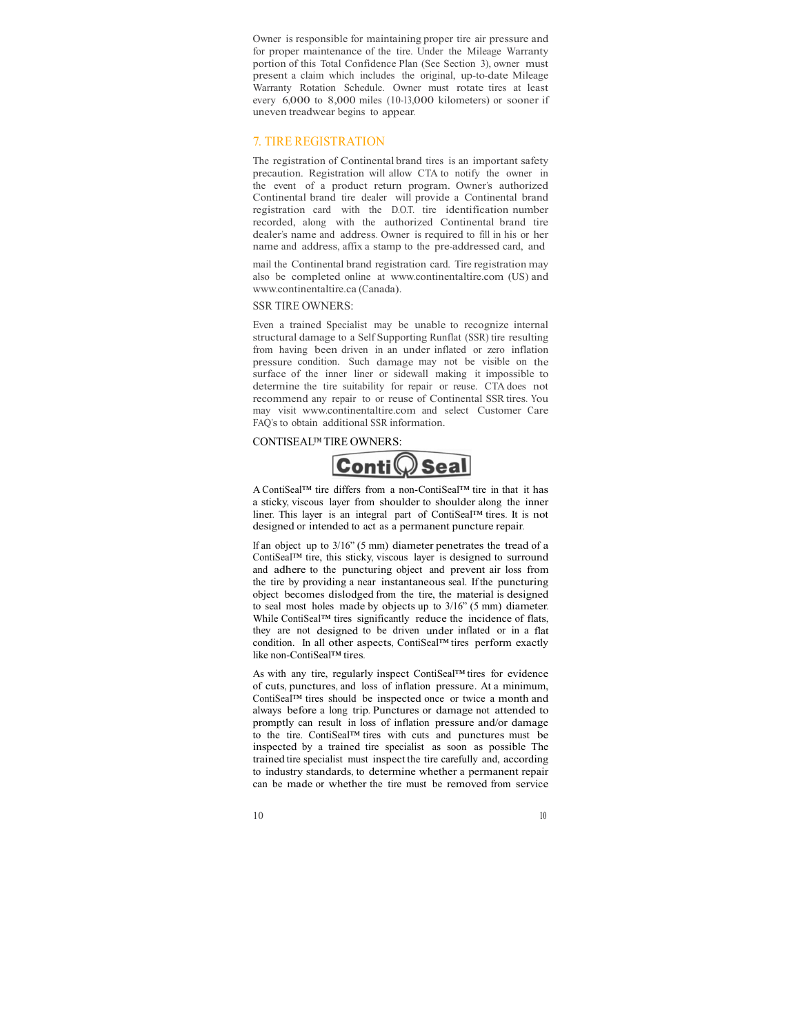Owner is responsible for maintaining proper tire air pressure and for proper maintenance of the tire. Under the Mileage Warranty portion of this Total Confidence Plan (See Section 3), owner must present a claim which includes the original, up-to-date Mileage Warranty Rotation Schedule. Owner must rotate tires at least every 6,000 to 8,000 miles (10-13,000 kilometers) or sooner if uneven treadwear begins to appear.

## 7. TIRE REGISTRATION

The registration of Continental brand tires is an important safety precaution. Registration will allow CTA to notify the owner in the event of a product return program. Owner's authorized Continental brand tire dealer will provide a Continental brand registration card with the D.O.T. tire identification number recorded, along with the authorized Continental brand tire dealer's name and address. Owner is required to fill in his or her name and address, affix a stamp to the pre-addressed card, and mail the Continental brand registration card. Tire registration may also be completed online at www.continentaltire.com (US) and www.continentaltire.ca (Canada).

### SSR TIRE OWNERS:

Even a trained Specialist may be unable to recognize internal structural damage to a Self Supporting Runflat (SSR) tire resulting from having been driven in an under inflated or zero inflation pressure condition. Such damage may not be visible on the surface of the inner liner or sidewall making it impossible to determine the tire suitability for repair or reuse. CTA does not recommend any repair to or reuse of Continental SSR tires. You may visit www.continentaltire.com and select Customer Care FAQ's to obtain additional SSR information.

### CONTISEAL™ TIRE OWNERS:

A ContiSeal™ tire differs from a non-ContiSeal™ tire in that it has a sticky, viscous layer from shoulder to shoulder along the inner liner. This layer is an integral part of ContiSeal™ tires. It is not designed or intended to act as a permanent puncture repair.

If an object up to 3/16" (5 mm) diameter penetrates the tread of a ContiSeal™ tire, this sticky, viscous layer is designed to surround and adhere to the puncturing object and prevent air loss from the tire by providing a near instantaneous seal. If the puncturing object becomes dislodged from the tire, the material is designed to seal most holes made by objects up to 3/16" (5 mm) diameter. While ContiSeal™ tires significantly reduce the incidence of flats, they are not designed to be driven under inflated or in a flat condition. In all other aspects, ContiSeal™ tires perform exactly like non-ContiSeal™ tires.

As with any tire, regularly inspect ContiSeal™ tires for evidence of cuts, punctures, and loss of inflation pressure. At a minimum, ContiSeal™ tires should be inspected once or twice a month and always before a long trip. Punctures or damage not attended to promptly can result in loss of inflation pressure and/or damage to the tire. ContiSeal™ tires with cuts and punctures must be inspected by a trained tire specialist as soon as possible The trained tire specialist must inspect the tire carefully and, according to industry standards, to determine whether a permanent repair can be made or whether the tire must be removed from service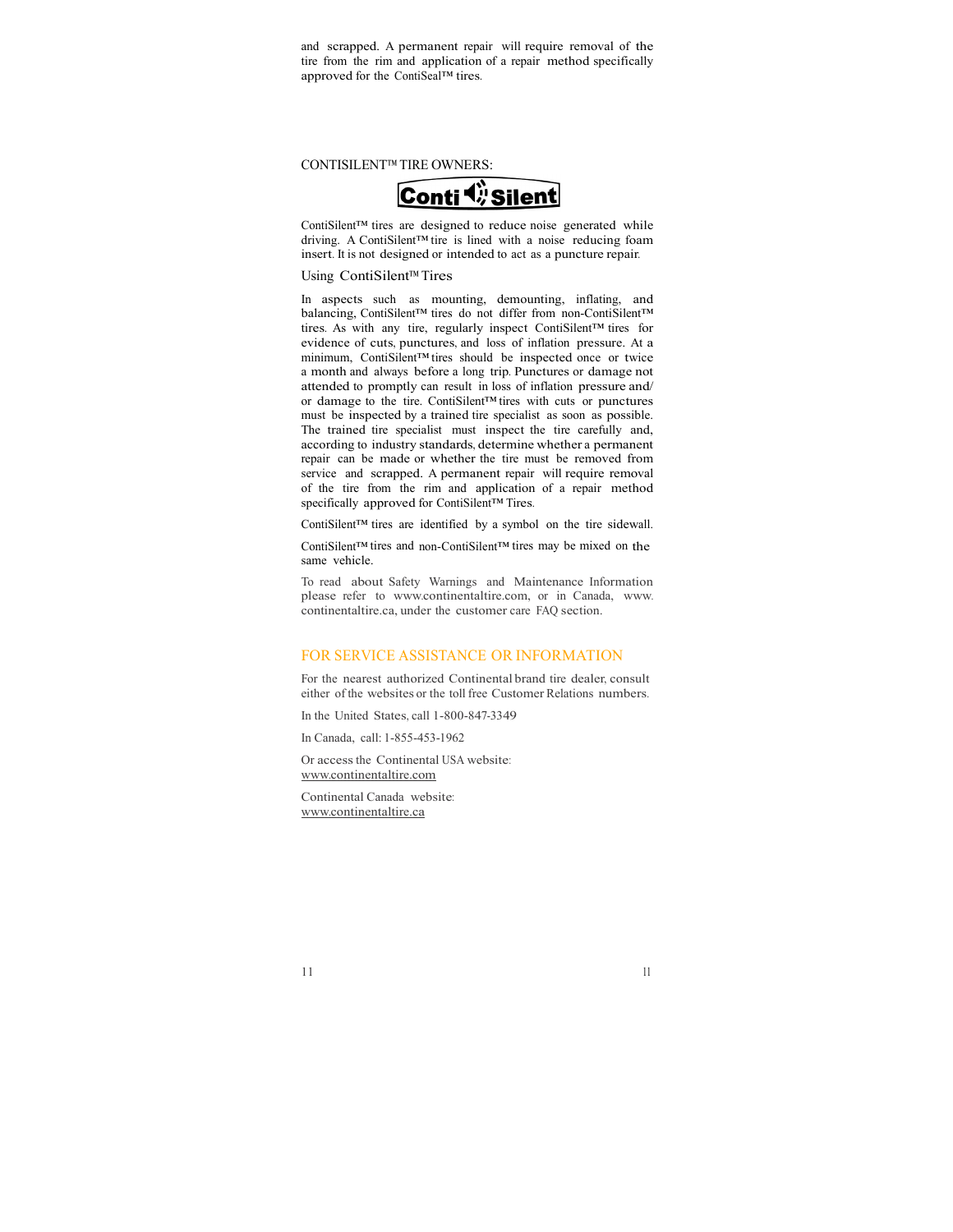and scrapped. A permanent repair will require removal of the tire from the rim and application of a repair method specifically approved for the ContiSeal™ tires.

## CONTISILENT™ TIRE OWNERS:

Conti Silent

ContiSilent™ tires are designed to reduce noise generated while driving. A ContiSilent™ tire is lined with a noise reducing foam insert. It is not designed or intended to act as a puncture repair.

### Using ContiSilent™ Tires

In aspects such as mounting, demounting, inflating, and balancing, ContiSilent™ tires do not differ from non-ContiSilent™ tires. As with any tire, regularly inspect ContiSilent™ tires for evidence of cuts, punctures, and loss of inflation pressure. At a minimum, ContiSilent™ tires should be inspected once or twice a month and always before a long trip. Punctures or damage not attended to promptly can result in loss of inflation pressure and/ or damage to the tire. ContiSilent™ tires with cuts or punctures must be inspected by a trained tire specialist as soon as possible. The trained tire specialist must inspect the tire carefully and, according to industry standards, determine whether a permanent repair can be made or whether the tire must be removed from service and scrapped. A permanent repair will require removal of the tire from the rim and application of a repair method specifically approved for ContiSilent™ Tires.

ContiSilent™ tires are identified by a symbol on the tire sidewall.

ContiSilent™ tires and non-ContiSilent™ tires may be mixed on the same vehicle.

To read about Safety Warnings and Maintenance Information please refer to www.continentaltire.com, or in Canada, www.continentaltire.ca, under the customer care FAQ section.

## FOR SERVICE ASSISTANCE OR INFORMATION

For the nearest authorized Continental brand tire dealer, consult either of the websites or the toll free Customer Relations numbers.

In the United States, call 1-800-847-3349

In Canada, call: 1-855-453-1962

Or access the Continental USA website:
www.continentaltire.com

Continental Canada website:
www.continentaltire.ca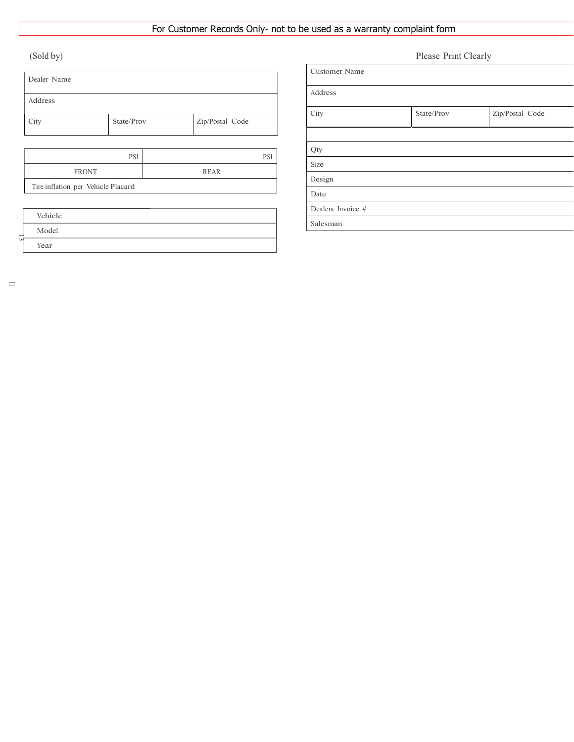For Customer Records Only- not to be used as a warranty complaint form

(Sold by)

| Dealer Name | | |
|---|---|---|
| Address | | |
| City | State/Prov | Zip/Postal Code |

| PSI | PSI |
|---|---|
| FRONT | REAR |
| Tire inflation per Vehicle Placard | |

| Vehicle |
|---|
| Model |
| Year |

Please Print Clearly

| Customer Name | | |
|---|---|---|
| Address | | |
| City | State/Prov | Zip/Postal Code |

| Qty |
|---|
| Size |
| Design |
| Date |
| Dealers Invoice # |
| Salesman |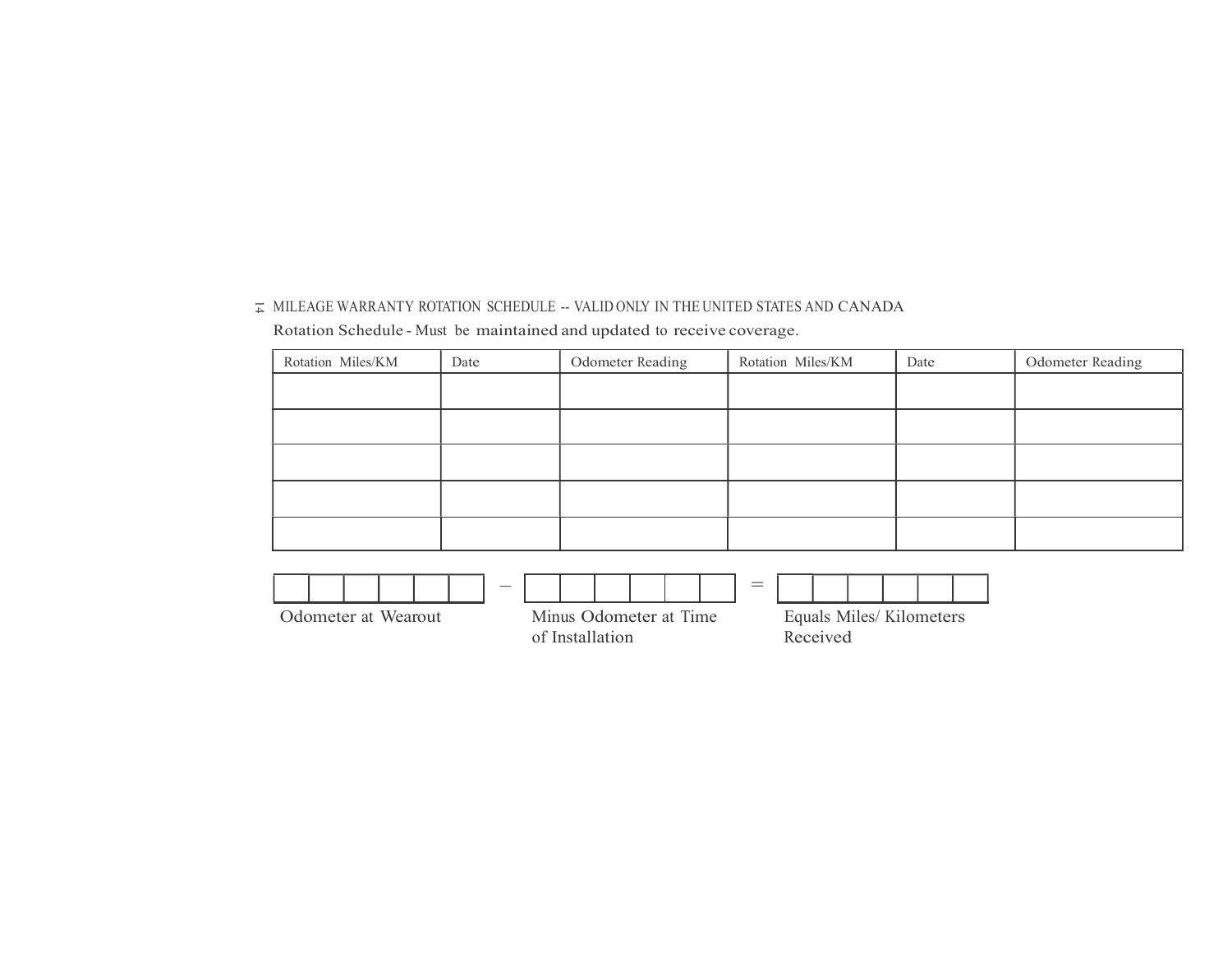## MILEAGE WARRANTY ROTATION SCHEDULE -- VALID ONLY IN THE UNITED STATES AND CANADA

Rotation Schedule - Must be maintained and updated to receive coverage.

| Rotation Miles/KM | Date | Odometer Reading | Rotation Miles/KM | Date | Odometer Reading |
|---|---|---|---|---|---|
| | | | | | |
| | | | | | |
| | | | | | |
| | | | | | |
| | | | | | |

| | | | | | | – | | | | | | | = | | | | | | |
|---|---|---|---|---|---|---|---|---|---|---|---|---|---|---|---|---|---|---|---|

Odometer at Wearout – Minus Odometer at Time of Installation = Equals Miles/ Kilometers Received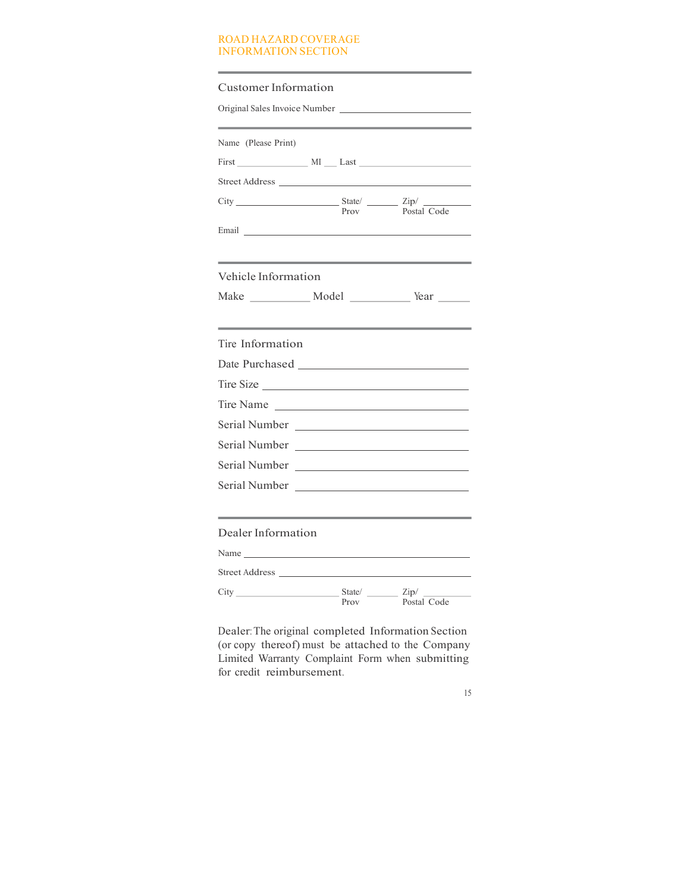# ROAD HAZARD COVERAGE INFORMATION SECTION

## Customer Information

Original Sales Invoice Number ______________________

Name (Please Print)

First ______________ MI ___ Last ______________________

Street Address ______________________________________

City ____________________ State/Prov ______ Zip/Postal Code __________

Email ____________________________________________

## Vehicle Information

Make ___________ Model ___________ Year ______

## Tire Information

Date Purchased ______________________________

Tire Size ___________________________________

Tire Name __________________________________

Serial Number _______________________________

Serial Number _______________________________

Serial Number _______________________________

Serial Number _______________________________

## Dealer Information

Name _____________________________________________

Street Address ______________________________________

City ____________________ State/Prov ______ Zip/Postal Code __________

Dealer: The original completed Information Section (or copy thereof) must be attached to the Company Limited Warranty Complaint Form when submitting for credit reimbursement.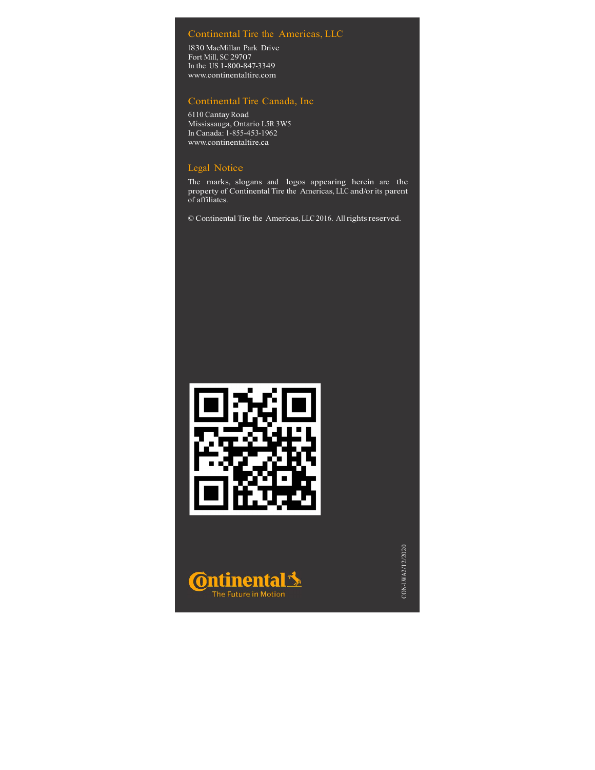## Continental Tire the Americas, LLC

1830 MacMillan Park Drive
Fort Mill, SC 29707
In the US 1-800-847-3349
www.continentaltire.com

## Continental Tire Canada, Inc

6110 Cantay Road
Mississauga, Ontario L5R 3W5
In Canada: 1-855-453-1962
www.continentaltire.ca

## Legal Notice

The marks, slogans and logos appearing herein are the property of Continental Tire the Americas, LLC and/or its parent of affiliates.

© Continental Tire the Americas, LLC 2016. All rights reserved.

Continental
The Future in Motion

CON-LWA2/12/2020